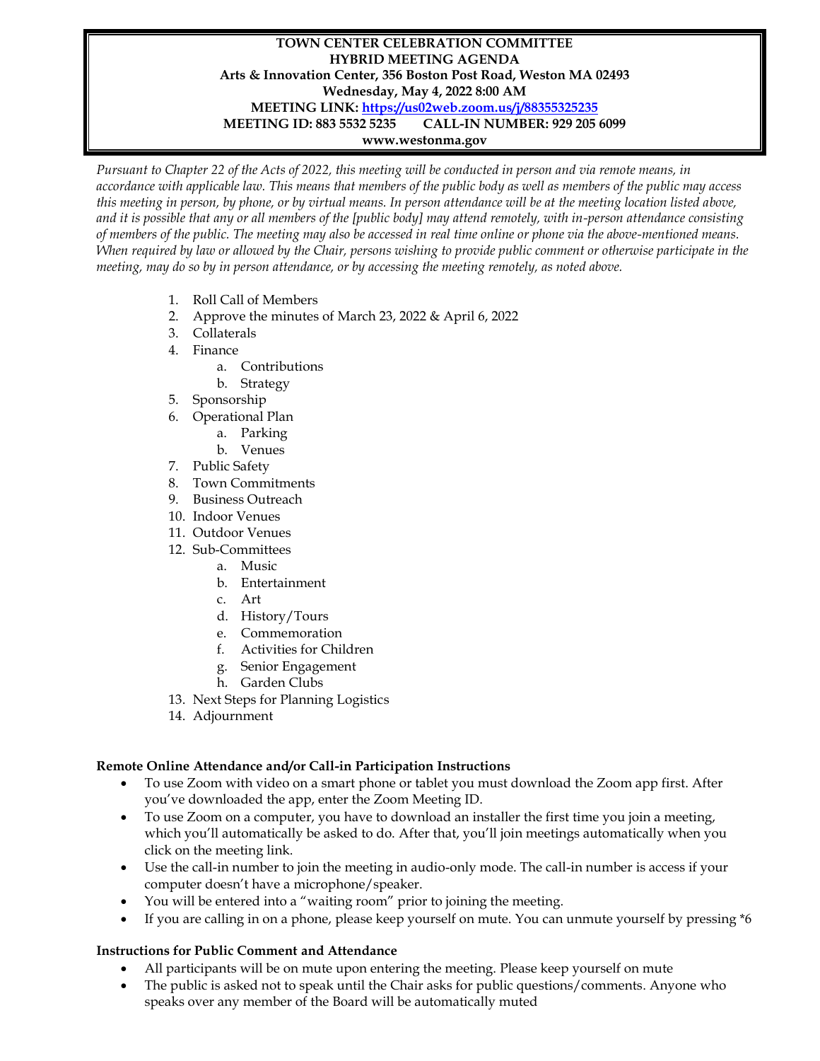**TOWN CENTER CELEBRATION COMMITTEE**
**HYBRID MEETING AGENDA**
**Arts & Innovation Center, 356 Boston Post Road, Weston MA 02493**
**Wednesday, May 4, 2022 8:00 AM**
**MEETING LINK: [https://us02web.zoom.us/j/88355325235](https://us02web.zoom.us/j/88355325235)**
**MEETING ID: 883 5532 5235 CALL-IN NUMBER: 929 205 6099**
**www.westonma.gov**

*Pursuant to Chapter 22 of the Acts of 2022, this meeting will be conducted in person and via remote means, in accordance with applicable law. This means that members of the public body as well as members of the public may access this meeting in person, by phone, or by virtual means. In person attendance will be at the meeting location listed above, and it is possible that any or all members of the [public body] may attend remotely, with in-person attendance consisting of members of the public. The meeting may also be accessed in real time online or phone via the above-mentioned means. When required by law or allowed by the Chair, persons wishing to provide public comment or otherwise participate in the meeting, may do so by in person attendance, or by accessing the meeting remotely, as noted above.*

1. Roll Call of Members
2. Approve the minutes of March 23, 2022 & April 6, 2022
3. Collaterals
4. Finance
   a. Contributions
   b. Strategy
5. Sponsorship
6. Operational Plan
   a. Parking
   b. Venues
7. Public Safety
8. Town Commitments
9. Business Outreach
10. Indoor Venues
11. Outdoor Venues
12. Sub-Committees
    a. Music
    b. Entertainment
    c. Art
    d. History/Tours
    e. Commemoration
    f. Activities for Children
    g. Senior Engagement
    h. Garden Clubs
13. Next Steps for Planning Logistics
14. Adjournment

**Remote Online Attendance and/or Call-in Participation Instructions**

- To use Zoom with video on a smart phone or tablet you must download the Zoom app first. After you've downloaded the app, enter the Zoom Meeting ID.
- To use Zoom on a computer, you have to download an installer the first time you join a meeting, which you'll automatically be asked to do. After that, you'll join meetings automatically when you click on the meeting link.
- Use the call-in number to join the meeting in audio-only mode. The call-in number is access if your computer doesn't have a microphone/speaker.
- You will be entered into a "waiting room" prior to joining the meeting.
- If you are calling in on a phone, please keep yourself on mute. You can unmute yourself by pressing *6

**Instructions for Public Comment and Attendance**

- All participants will be on mute upon entering the meeting. Please keep yourself on mute
- The public is asked not to speak until the Chair asks for public questions/comments. Anyone who speaks over any member of the Board will be automatically muted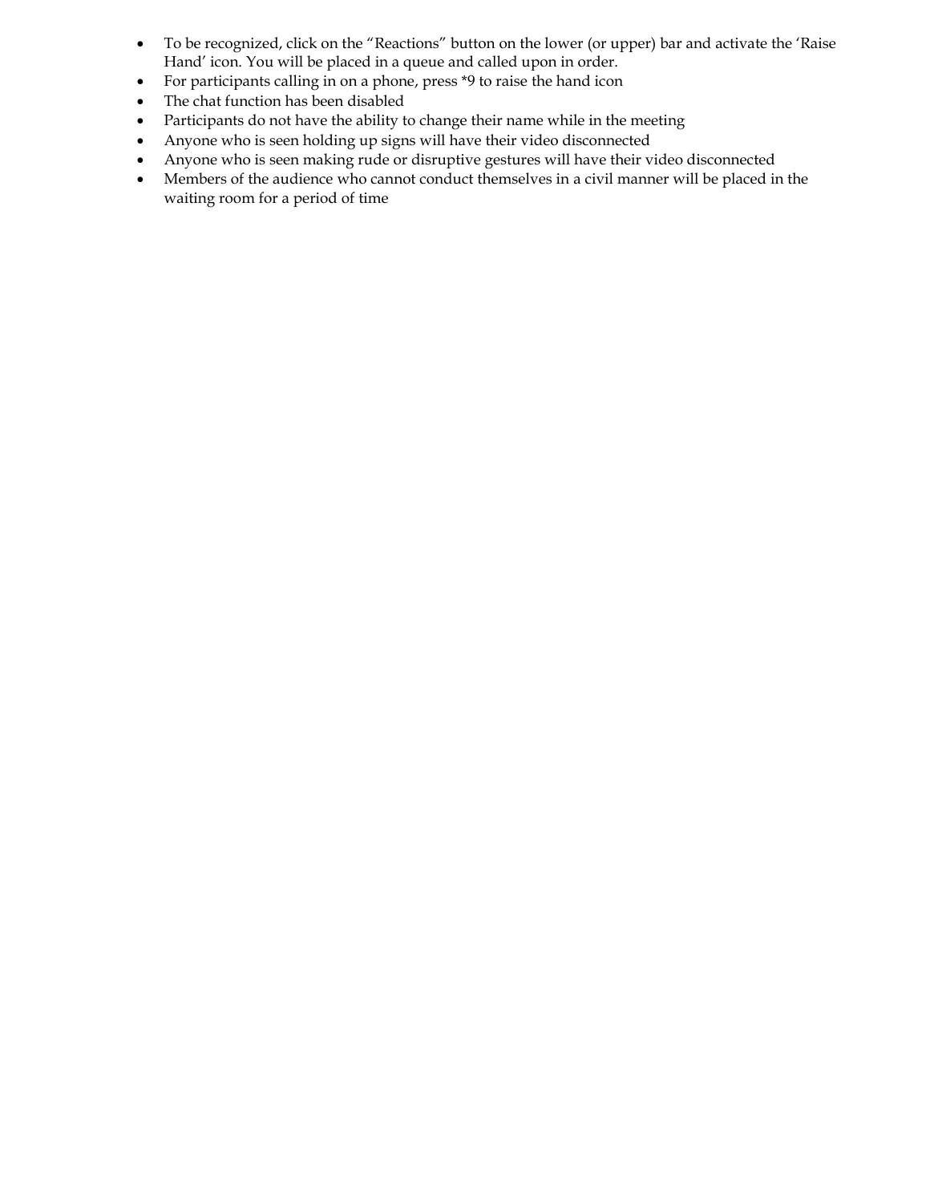- To be recognized, click on the "Reactions" button on the lower (or upper) bar and activate the 'Raise Hand' icon. You will be placed in a queue and called upon in order.
- For participants calling in on a phone, press *9 to raise the hand icon
- The chat function has been disabled
- Participants do not have the ability to change their name while in the meeting
- Anyone who is seen holding up signs will have their video disconnected
- Anyone who is seen making rude or disruptive gestures will have their video disconnected
- Members of the audience who cannot conduct themselves in a civil manner will be placed in the waiting room for a period of time